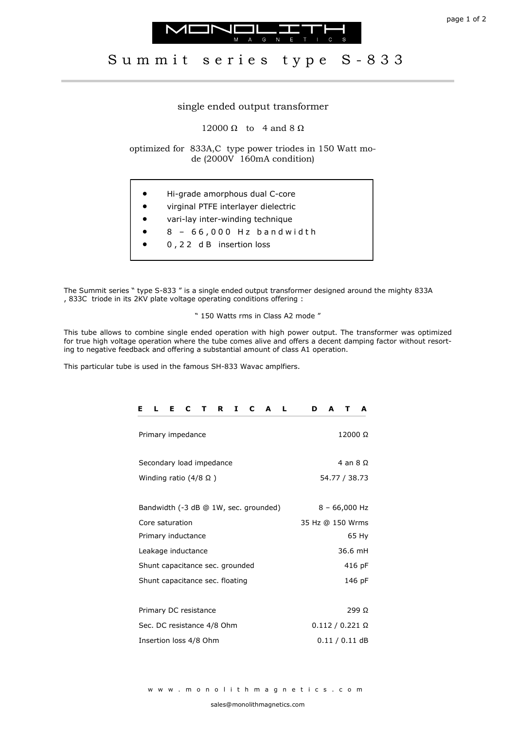# MONOLITH MAGNETICS

# Summit series type S-833

single ended output transformer

12000 Ω to 4 and 8 Ω

optimized for 833A,C type power triodes in 150 Watt mode (2000V 160mA condition)

- Hi-grade amorphous dual C-core
- virginal PTFE interlayer dielectric
- vari-lay inter-winding technique
- 8 – 66,000 Hz bandwidth
- 0,22 dB insertion loss

The Summit series " type S-833 " is a single ended output transformer designed around the mighty 833A , 833C triode in its 2KV plate voltage operating conditions offering :

" 150 Watts rms in Class A2 mode "

This tube allows to combine single ended operation with high power output. The transformer was optimized for true high voltage operation where the tube comes alive and offers a decent damping factor without resorting to negative feedback and offering a substantial amount of class A1 operation.

This particular tube is used in the famous SH-833 Wavac amplfiers.

## ELECTRICAL DATA

| Parameter | Value |
|---|---|
| Primary impedance | 12000 Ω |
| Secondary load impedance | 4 an 8 Ω |
| Winding ratio (4/8 Ω ) | 54.77 / 38.73 |
| Bandwidth (-3 dB @ 1W, sec. grounded) | 8 – 66,000 Hz |
| Core saturation | 35 Hz @ 150 Wrms |
| Primary inductance | 65 Hy |
| Leakage inductance | 36.6 mH |
| Shunt capacitance sec. grounded | 416 pF |
| Shunt capacitance sec. floating | 146 pF |
| Primary DC resistance | 299 Ω |
| Sec. DC resistance 4/8 Ohm | 0.112 / 0.221 Ω |
| Insertion loss 4/8 Ohm | 0.11 / 0.11 dB |

www.monolithmagnetics.com

sales@monolithmagnetics.com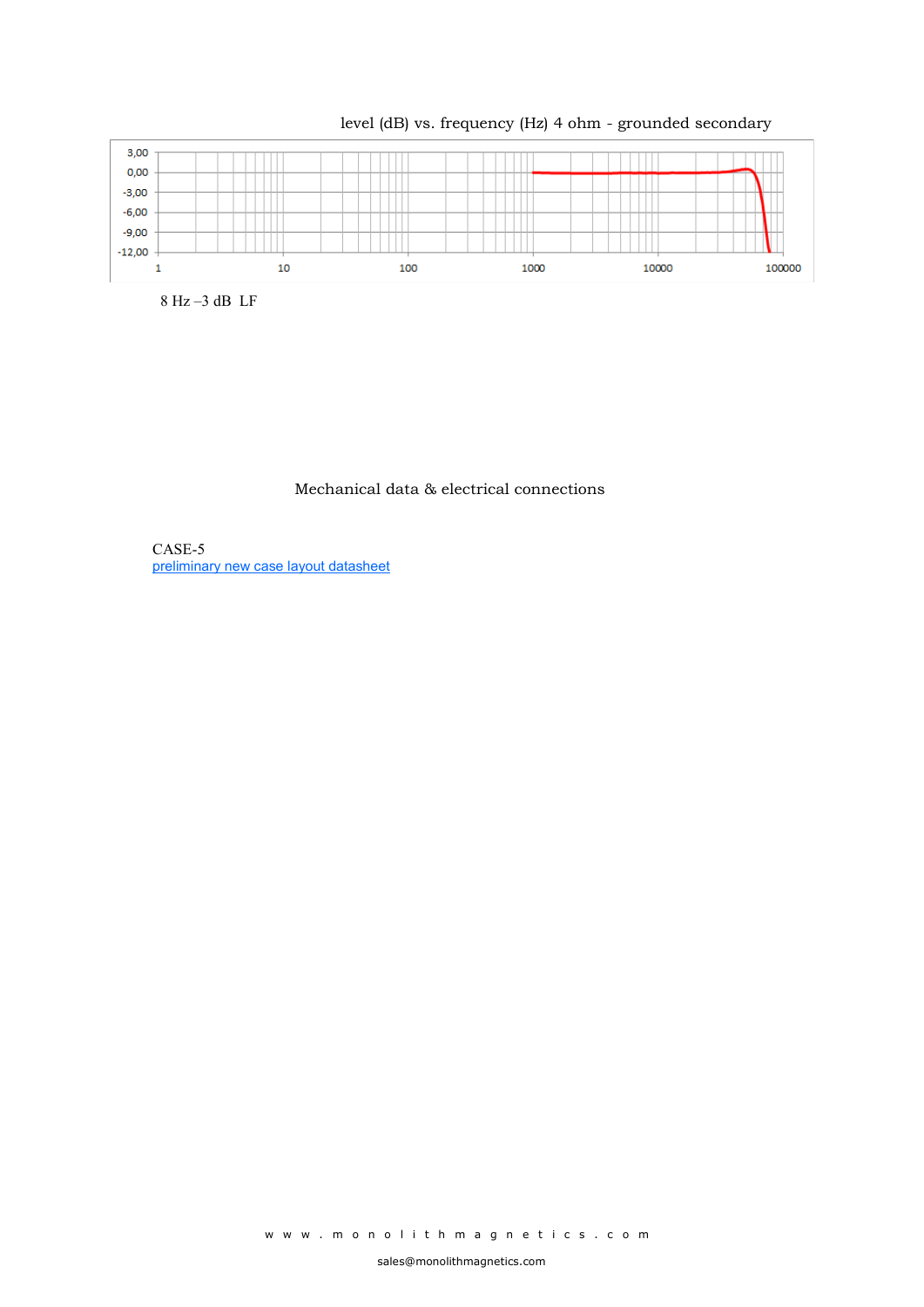level (dB) vs. frequency (Hz) 4 ohm - grounded secondary

3,00
0,00
-3,00
-6,00
-9,00
-12,00
1
10
100
1000
10000
100000

8 Hz –3 dB LF

## Mechanical data & electrical connections

CASE-5

[preliminary new case layout datasheet]